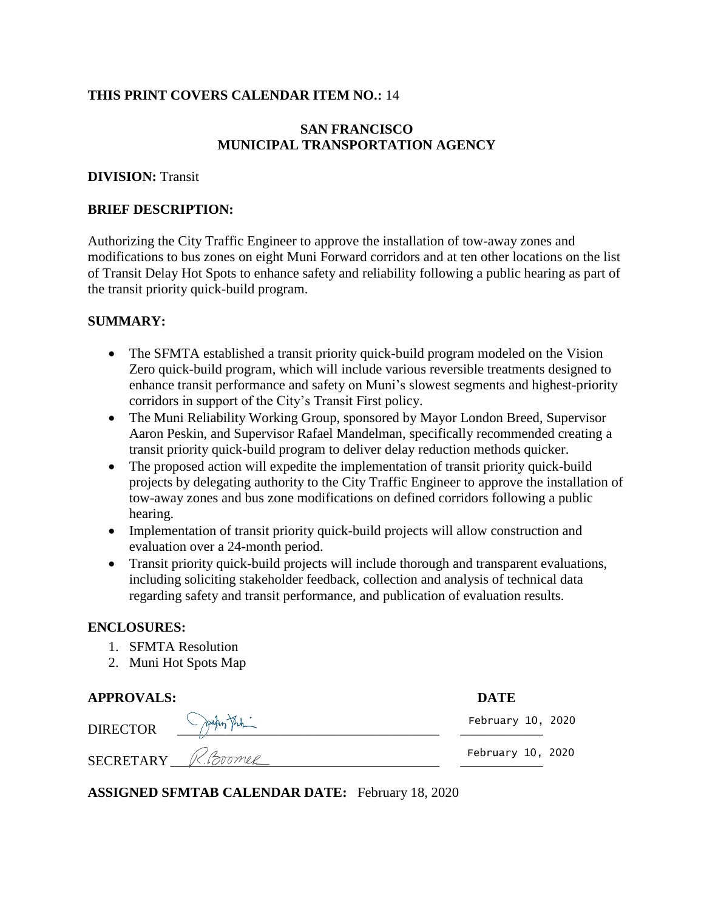**THIS PRINT COVERS CALENDAR ITEM NO.:** 14

**SAN FRANCISCO**
**MUNICIPAL TRANSPORTATION AGENCY**

**DIVISION:** Transit

**BRIEF DESCRIPTION:**

Authorizing the City Traffic Engineer to approve the installation of tow-away zones and modifications to bus zones on eight Muni Forward corridors and at ten other locations on the list of Transit Delay Hot Spots to enhance safety and reliability following a public hearing as part of the transit priority quick-build program.

**SUMMARY:**

- The SFMTA established a transit priority quick-build program modeled on the Vision Zero quick-build program, which will include various reversible treatments designed to enhance transit performance and safety on Muni's slowest segments and highest-priority corridors in support of the City's Transit First policy.
- The Muni Reliability Working Group, sponsored by Mayor London Breed, Supervisor Aaron Peskin, and Supervisor Rafael Mandelman, specifically recommended creating a transit priority quick-build program to deliver delay reduction methods quicker.
- The proposed action will expedite the implementation of transit priority quick-build projects by delegating authority to the City Traffic Engineer to approve the installation of tow-away zones and bus zone modifications on defined corridors following a public hearing.
- Implementation of transit priority quick-build projects will allow construction and evaluation over a 24-month period.
- Transit priority quick-build projects will include thorough and transparent evaluations, including soliciting stakeholder feedback, collection and analysis of technical data regarding safety and transit performance, and publication of evaluation results.

**ENCLOSURES:**

1. SFMTA Resolution
2. Muni Hot Spots Map

| **APPROVALS:** | | **DATE** |
|---|---|---|
| DIRECTOR | [signature] | February 10, 2020 |
| SECRETARY | R.Boomer | February 10, 2020 |

**ASSIGNED SFMTAB CALENDAR DATE:** February 18, 2020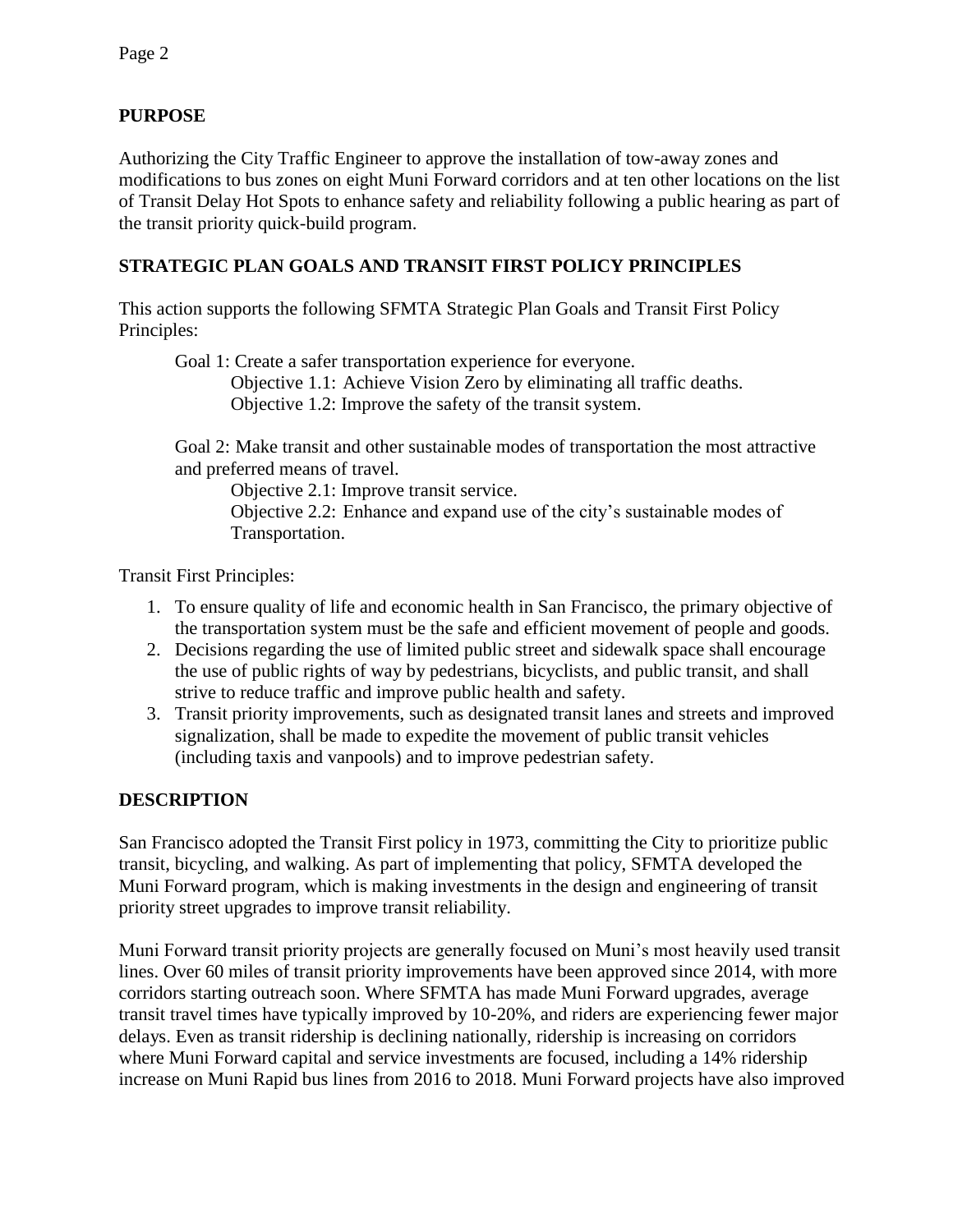## PURPOSE

Authorizing the City Traffic Engineer to approve the installation of tow-away zones and modifications to bus zones on eight Muni Forward corridors and at ten other locations on the list of Transit Delay Hot Spots to enhance safety and reliability following a public hearing as part of the transit priority quick-build program.

## STRATEGIC PLAN GOALS AND TRANSIT FIRST POLICY PRINCIPLES

This action supports the following SFMTA Strategic Plan Goals and Transit First Policy Principles:

Goal 1: Create a safer transportation experience for everyone.
- Objective 1.1: Achieve Vision Zero by eliminating all traffic deaths.
- Objective 1.2: Improve the safety of the transit system.

Goal 2: Make transit and other sustainable modes of transportation the most attractive and preferred means of travel.
- Objective 2.1: Improve transit service.
- Objective 2.2: Enhance and expand use of the city's sustainable modes of Transportation.

Transit First Principles:

1. To ensure quality of life and economic health in San Francisco, the primary objective of the transportation system must be the safe and efficient movement of people and goods.
2. Decisions regarding the use of limited public street and sidewalk space shall encourage the use of public rights of way by pedestrians, bicyclists, and public transit, and shall strive to reduce traffic and improve public health and safety.
3. Transit priority improvements, such as designated transit lanes and streets and improved signalization, shall be made to expedite the movement of public transit vehicles (including taxis and vanpools) and to improve pedestrian safety.

## DESCRIPTION

San Francisco adopted the Transit First policy in 1973, committing the City to prioritize public transit, bicycling, and walking. As part of implementing that policy, SFMTA developed the Muni Forward program, which is making investments in the design and engineering of transit priority street upgrades to improve transit reliability.

Muni Forward transit priority projects are generally focused on Muni's most heavily used transit lines. Over 60 miles of transit priority improvements have been approved since 2014, with more corridors starting outreach soon. Where SFMTA has made Muni Forward upgrades, average transit travel times have typically improved by 10-20%, and riders are experiencing fewer major delays. Even as transit ridership is declining nationally, ridership is increasing on corridors where Muni Forward capital and service investments are focused, including a 14% ridership increase on Muni Rapid bus lines from 2016 to 2018. Muni Forward projects have also improved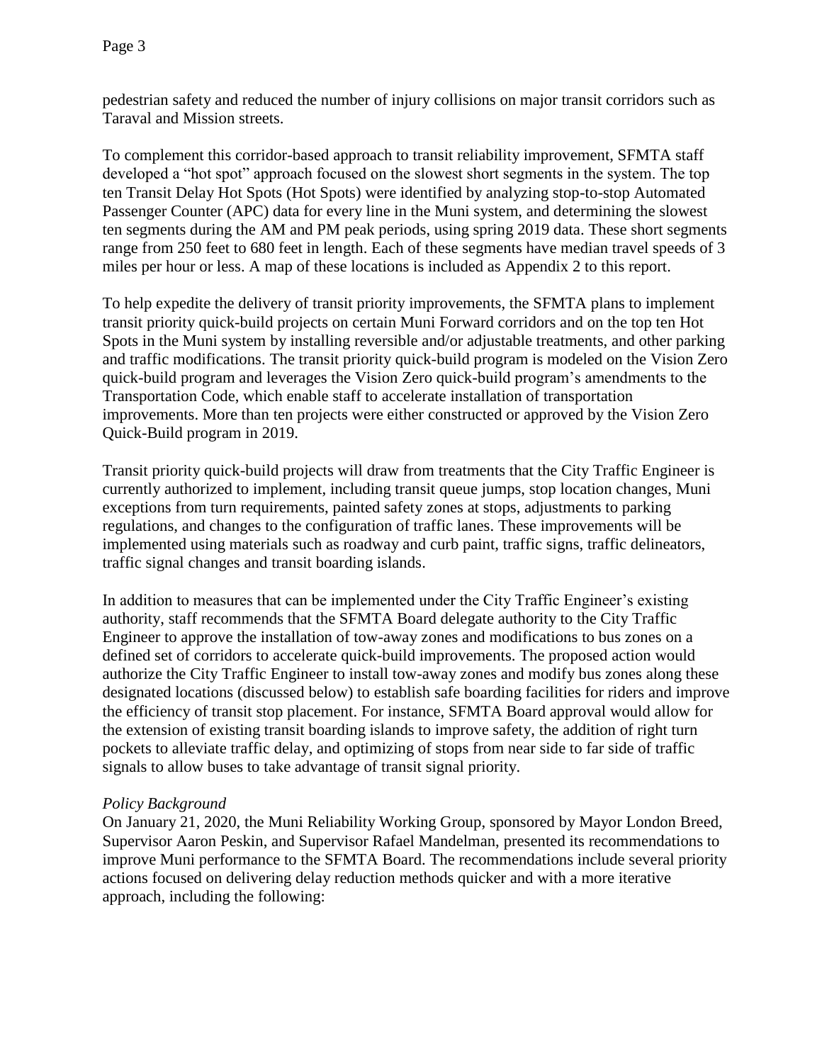pedestrian safety and reduced the number of injury collisions on major transit corridors such as Taraval and Mission streets.

To complement this corridor-based approach to transit reliability improvement, SFMTA staff developed a "hot spot" approach focused on the slowest short segments in the system. The top ten Transit Delay Hot Spots (Hot Spots) were identified by analyzing stop-to-stop Automated Passenger Counter (APC) data for every line in the Muni system, and determining the slowest ten segments during the AM and PM peak periods, using spring 2019 data. These short segments range from 250 feet to 680 feet in length. Each of these segments have median travel speeds of 3 miles per hour or less. A map of these locations is included as Appendix 2 to this report.

To help expedite the delivery of transit priority improvements, the SFMTA plans to implement transit priority quick-build projects on certain Muni Forward corridors and on the top ten Hot Spots in the Muni system by installing reversible and/or adjustable treatments, and other parking and traffic modifications. The transit priority quick-build program is modeled on the Vision Zero quick-build program and leverages the Vision Zero quick-build program's amendments to the Transportation Code, which enable staff to accelerate installation of transportation improvements. More than ten projects were either constructed or approved by the Vision Zero Quick-Build program in 2019.

Transit priority quick-build projects will draw from treatments that the City Traffic Engineer is currently authorized to implement, including transit queue jumps, stop location changes, Muni exceptions from turn requirements, painted safety zones at stops, adjustments to parking regulations, and changes to the configuration of traffic lanes. These improvements will be implemented using materials such as roadway and curb paint, traffic signs, traffic delineators, traffic signal changes and transit boarding islands.

In addition to measures that can be implemented under the City Traffic Engineer's existing authority, staff recommends that the SFMTA Board delegate authority to the City Traffic Engineer to approve the installation of tow-away zones and modifications to bus zones on a defined set of corridors to accelerate quick-build improvements. The proposed action would authorize the City Traffic Engineer to install tow-away zones and modify bus zones along these designated locations (discussed below) to establish safe boarding facilities for riders and improve the efficiency of transit stop placement. For instance, SFMTA Board approval would allow for the extension of existing transit boarding islands to improve safety, the addition of right turn pockets to alleviate traffic delay, and optimizing of stops from near side to far side of traffic signals to allow buses to take advantage of transit signal priority.

*Policy Background*

On January 21, 2020, the Muni Reliability Working Group, sponsored by Mayor London Breed, Supervisor Aaron Peskin, and Supervisor Rafael Mandelman, presented its recommendations to improve Muni performance to the SFMTA Board. The recommendations include several priority actions focused on delivering delay reduction methods quicker and with a more iterative approach, including the following: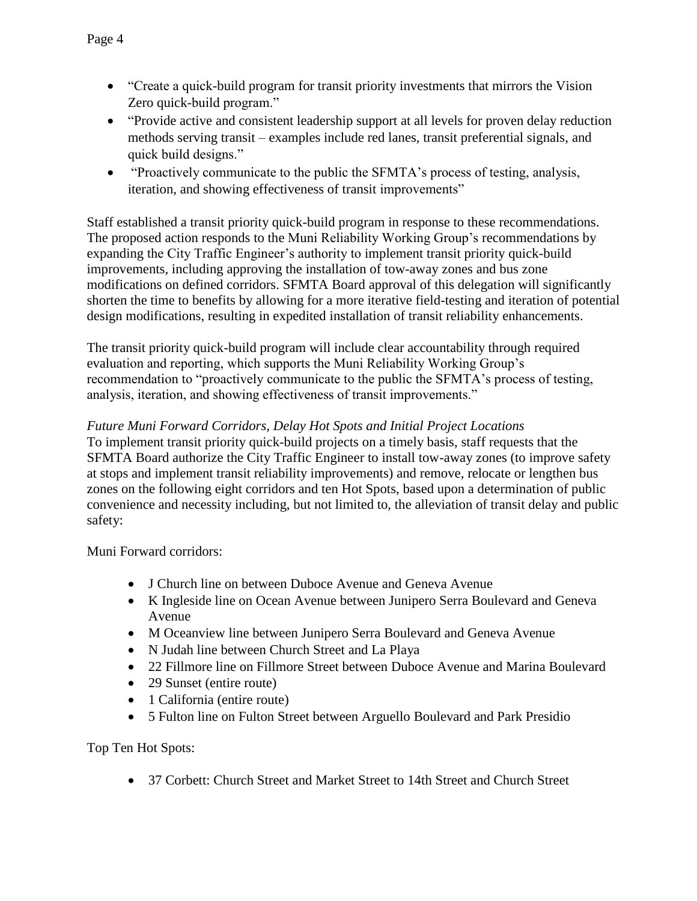- "Create a quick-build program for transit priority investments that mirrors the Vision Zero quick-build program."
- "Provide active and consistent leadership support at all levels for proven delay reduction methods serving transit – examples include red lanes, transit preferential signals, and quick build designs."
- "Proactively communicate to the public the SFMTA's process of testing, analysis, iteration, and showing effectiveness of transit improvements"

Staff established a transit priority quick-build program in response to these recommendations. The proposed action responds to the Muni Reliability Working Group's recommendations by expanding the City Traffic Engineer's authority to implement transit priority quick-build improvements, including approving the installation of tow-away zones and bus zone modifications on defined corridors. SFMTA Board approval of this delegation will significantly shorten the time to benefits by allowing for a more iterative field-testing and iteration of potential design modifications, resulting in expedited installation of transit reliability enhancements.

The transit priority quick-build program will include clear accountability through required evaluation and reporting, which supports the Muni Reliability Working Group's recommendation to "proactively communicate to the public the SFMTA's process of testing, analysis, iteration, and showing effectiveness of transit improvements."

*Future Muni Forward Corridors, Delay Hot Spots and Initial Project Locations*

To implement transit priority quick-build projects on a timely basis, staff requests that the SFMTA Board authorize the City Traffic Engineer to install tow-away zones (to improve safety at stops and implement transit reliability improvements) and remove, relocate or lengthen bus zones on the following eight corridors and ten Hot Spots, based upon a determination of public convenience and necessity including, but not limited to, the alleviation of transit delay and public safety:

Muni Forward corridors:

- J Church line on between Duboce Avenue and Geneva Avenue
- K Ingleside line on Ocean Avenue between Junipero Serra Boulevard and Geneva Avenue
- M Oceanview line between Junipero Serra Boulevard and Geneva Avenue
- N Judah line between Church Street and La Playa
- 22 Fillmore line on Fillmore Street between Duboce Avenue and Marina Boulevard
- 29 Sunset (entire route)
- 1 California (entire route)
- 5 Fulton line on Fulton Street between Arguello Boulevard and Park Presidio

Top Ten Hot Spots:

- 37 Corbett: Church Street and Market Street to 14th Street and Church Street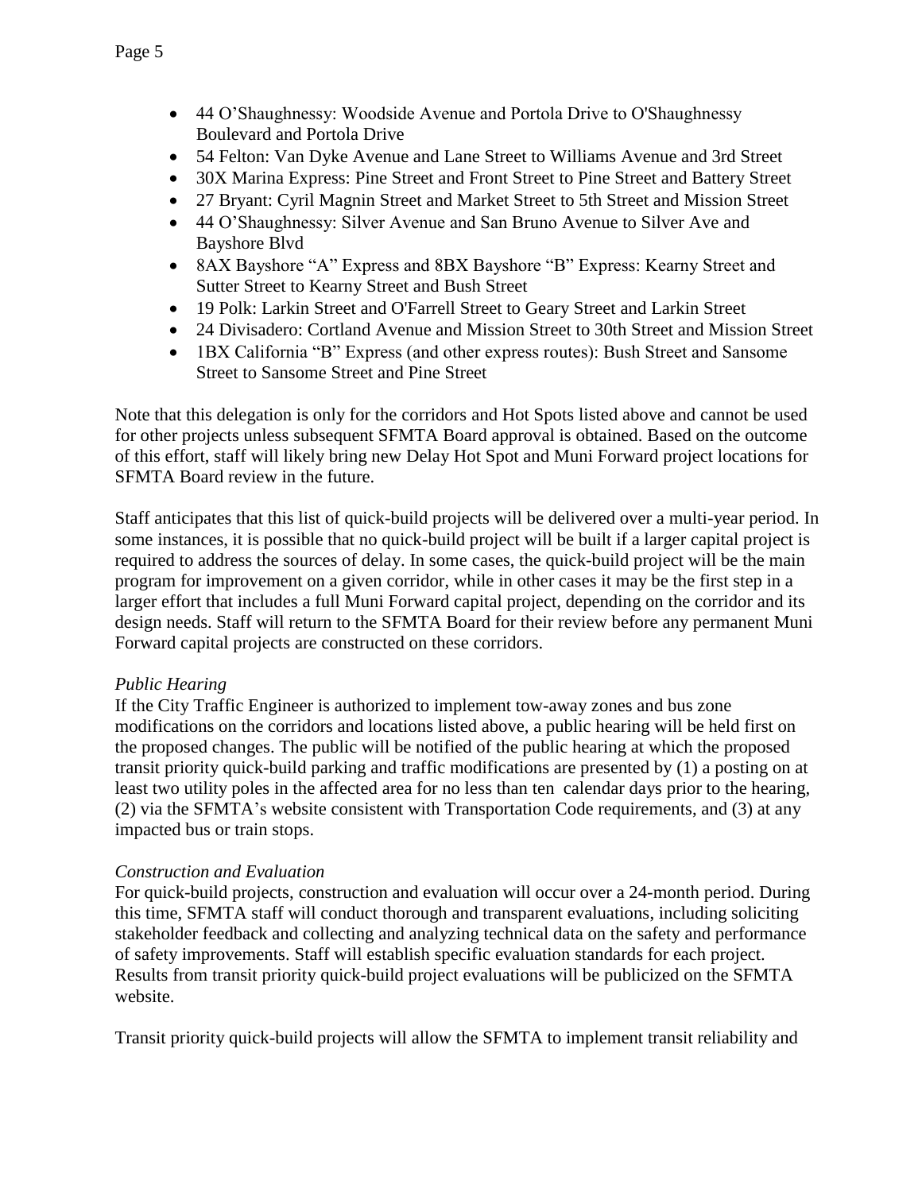- 44 O'Shaughnessy: Woodside Avenue and Portola Drive to O'Shaughnessy Boulevard and Portola Drive
- 54 Felton: Van Dyke Avenue and Lane Street to Williams Avenue and 3rd Street
- 30X Marina Express: Pine Street and Front Street to Pine Street and Battery Street
- 27 Bryant: Cyril Magnin Street and Market Street to 5th Street and Mission Street
- 44 O'Shaughnessy: Silver Avenue and San Bruno Avenue to Silver Ave and Bayshore Blvd
- 8AX Bayshore "A" Express and 8BX Bayshore "B" Express: Kearny Street and Sutter Street to Kearny Street and Bush Street
- 19 Polk: Larkin Street and O'Farrell Street to Geary Street and Larkin Street
- 24 Divisadero: Cortland Avenue and Mission Street to 30th Street and Mission Street
- 1BX California "B" Express (and other express routes): Bush Street and Sansome Street to Sansome Street and Pine Street

Note that this delegation is only for the corridors and Hot Spots listed above and cannot be used for other projects unless subsequent SFMTA Board approval is obtained. Based on the outcome of this effort, staff will likely bring new Delay Hot Spot and Muni Forward project locations for SFMTA Board review in the future.

Staff anticipates that this list of quick-build projects will be delivered over a multi-year period. In some instances, it is possible that no quick-build project will be built if a larger capital project is required to address the sources of delay. In some cases, the quick-build project will be the main program for improvement on a given corridor, while in other cases it may be the first step in a larger effort that includes a full Muni Forward capital project, depending on the corridor and its design needs. Staff will return to the SFMTA Board for their review before any permanent Muni Forward capital projects are constructed on these corridors.

*Public Hearing*

If the City Traffic Engineer is authorized to implement tow-away zones and bus zone modifications on the corridors and locations listed above, a public hearing will be held first on the proposed changes. The public will be notified of the public hearing at which the proposed transit priority quick-build parking and traffic modifications are presented by (1) a posting on at least two utility poles in the affected area for no less than ten calendar days prior to the hearing, (2) via the SFMTA's website consistent with Transportation Code requirements, and (3) at any impacted bus or train stops.

*Construction and Evaluation*

For quick-build projects, construction and evaluation will occur over a 24-month period. During this time, SFMTA staff will conduct thorough and transparent evaluations, including soliciting stakeholder feedback and collecting and analyzing technical data on the safety and performance of safety improvements. Staff will establish specific evaluation standards for each project. Results from transit priority quick-build project evaluations will be publicized on the SFMTA website.

Transit priority quick-build projects will allow the SFMTA to implement transit reliability and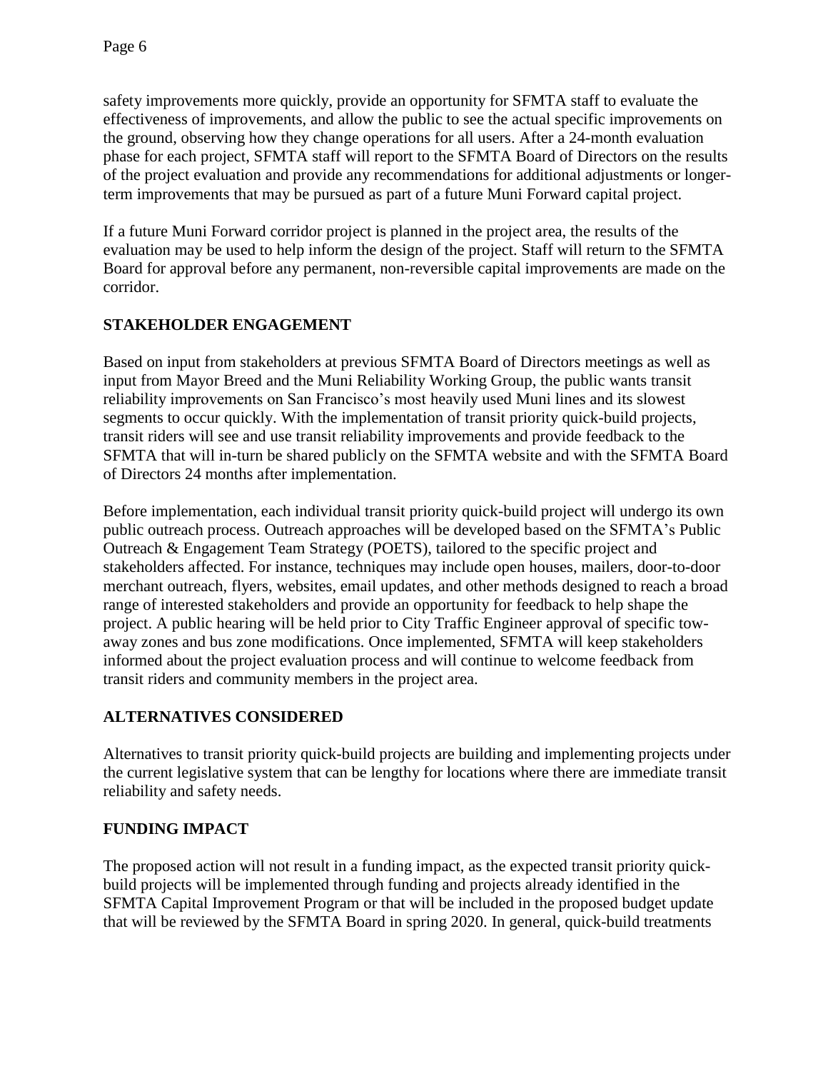safety improvements more quickly, provide an opportunity for SFMTA staff to evaluate the effectiveness of improvements, and allow the public to see the actual specific improvements on the ground, observing how they change operations for all users. After a 24-month evaluation phase for each project, SFMTA staff will report to the SFMTA Board of Directors on the results of the project evaluation and provide any recommendations for additional adjustments or longer-term improvements that may be pursued as part of a future Muni Forward capital project.

If a future Muni Forward corridor project is planned in the project area, the results of the evaluation may be used to help inform the design of the project. Staff will return to the SFMTA Board for approval before any permanent, non-reversible capital improvements are made on the corridor.

## STAKEHOLDER ENGAGEMENT

Based on input from stakeholders at previous SFMTA Board of Directors meetings as well as input from Mayor Breed and the Muni Reliability Working Group, the public wants transit reliability improvements on San Francisco's most heavily used Muni lines and its slowest segments to occur quickly. With the implementation of transit priority quick-build projects, transit riders will see and use transit reliability improvements and provide feedback to the SFMTA that will in-turn be shared publicly on the SFMTA website and with the SFMTA Board of Directors 24 months after implementation.

Before implementation, each individual transit priority quick-build project will undergo its own public outreach process. Outreach approaches will be developed based on the SFMTA's Public Outreach & Engagement Team Strategy (POETS), tailored to the specific project and stakeholders affected. For instance, techniques may include open houses, mailers, door-to-door merchant outreach, flyers, websites, email updates, and other methods designed to reach a broad range of interested stakeholders and provide an opportunity for feedback to help shape the project. A public hearing will be held prior to City Traffic Engineer approval of specific tow-away zones and bus zone modifications. Once implemented, SFMTA will keep stakeholders informed about the project evaluation process and will continue to welcome feedback from transit riders and community members in the project area.

## ALTERNATIVES CONSIDERED

Alternatives to transit priority quick-build projects are building and implementing projects under the current legislative system that can be lengthy for locations where there are immediate transit reliability and safety needs.

## FUNDING IMPACT

The proposed action will not result in a funding impact, as the expected transit priority quick-build projects will be implemented through funding and projects already identified in the SFMTA Capital Improvement Program or that will be included in the proposed budget update that will be reviewed by the SFMTA Board in spring 2020. In general, quick-build treatments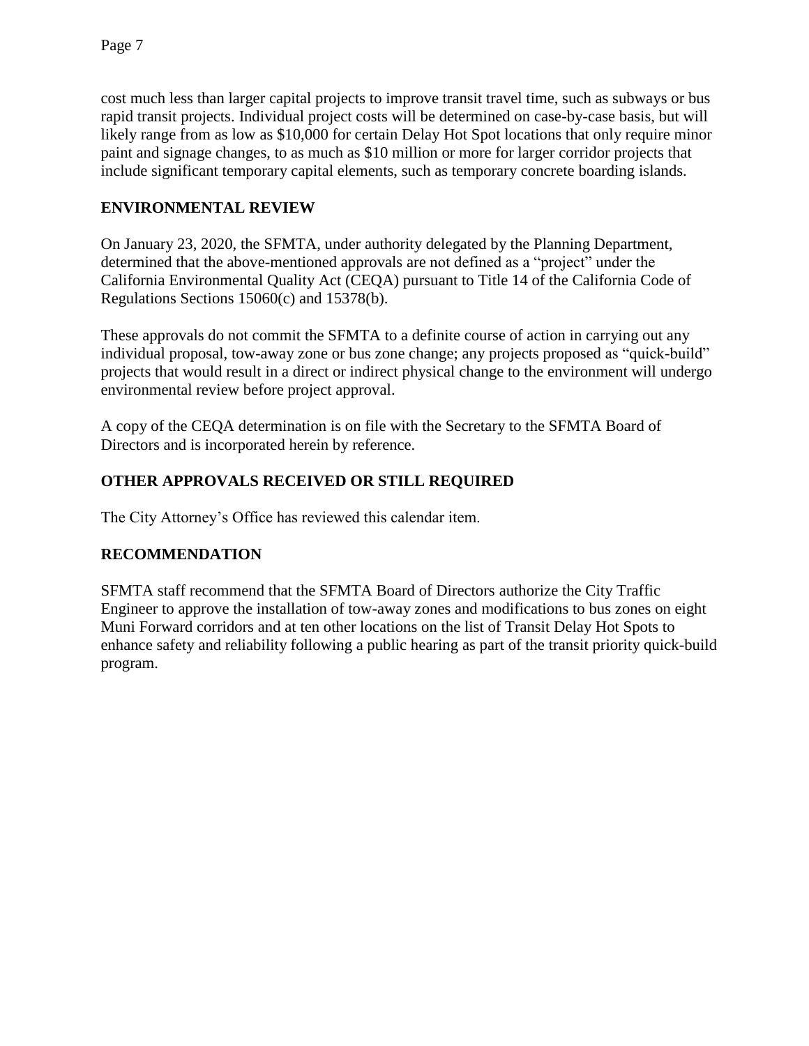cost much less than larger capital projects to improve transit travel time, such as subways or bus rapid transit projects. Individual project costs will be determined on case-by-case basis, but will likely range from as low as $10,000 for certain Delay Hot Spot locations that only require minor paint and signage changes, to as much as $10 million or more for larger corridor projects that include significant temporary capital elements, such as temporary concrete boarding islands.

## ENVIRONMENTAL REVIEW

On January 23, 2020, the SFMTA, under authority delegated by the Planning Department, determined that the above-mentioned approvals are not defined as a "project" under the California Environmental Quality Act (CEQA) pursuant to Title 14 of the California Code of Regulations Sections 15060(c) and 15378(b).

These approvals do not commit the SFMTA to a definite course of action in carrying out any individual proposal, tow-away zone or bus zone change; any projects proposed as "quick-build" projects that would result in a direct or indirect physical change to the environment will undergo environmental review before project approval.

A copy of the CEQA determination is on file with the Secretary to the SFMTA Board of Directors and is incorporated herein by reference.

## OTHER APPROVALS RECEIVED OR STILL REQUIRED

The City Attorney's Office has reviewed this calendar item.

## RECOMMENDATION

SFMTA staff recommend that the SFMTA Board of Directors authorize the City Traffic Engineer to approve the installation of tow-away zones and modifications to bus zones on eight Muni Forward corridors and at ten other locations on the list of Transit Delay Hot Spots to enhance safety and reliability following a public hearing as part of the transit priority quick-build program.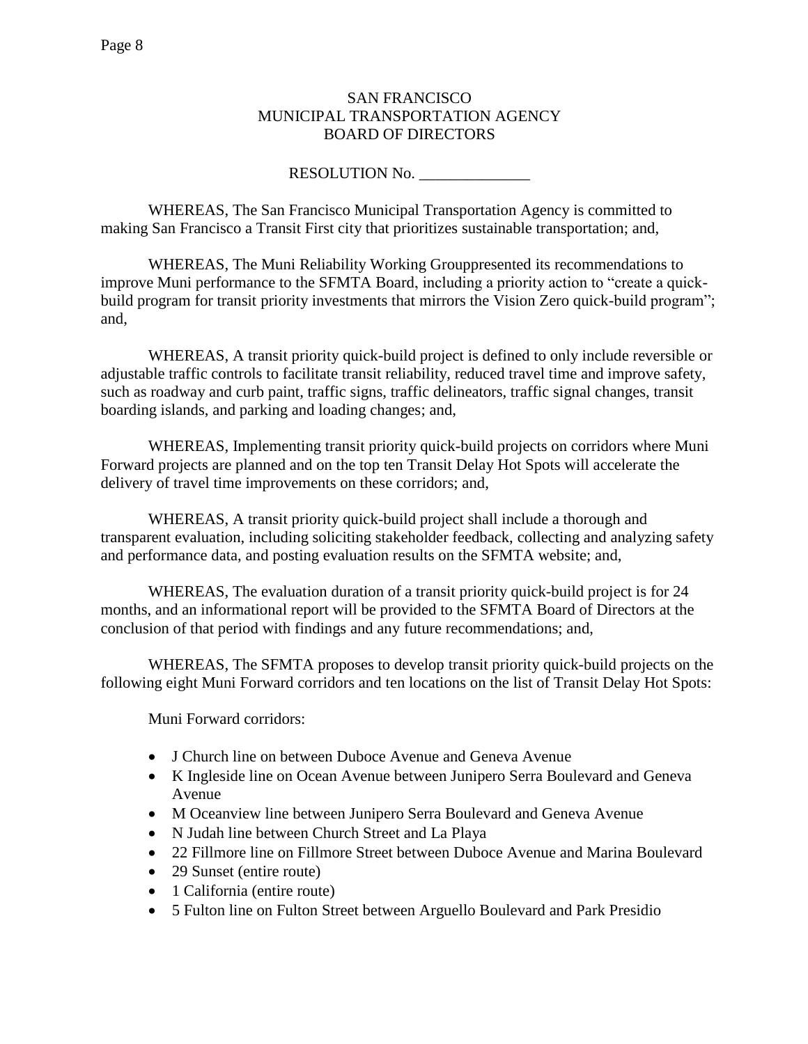SAN FRANCISCO
MUNICIPAL TRANSPORTATION AGENCY
BOARD OF DIRECTORS

RESOLUTION No. ______________

WHEREAS, The San Francisco Municipal Transportation Agency is committed to making San Francisco a Transit First city that prioritizes sustainable transportation; and,

WHEREAS, The Muni Reliability Working Grouppresented its recommendations to improve Muni performance to the SFMTA Board, including a priority action to "create a quick-build program for transit priority investments that mirrors the Vision Zero quick-build program"; and,

WHEREAS, A transit priority quick-build project is defined to only include reversible or adjustable traffic controls to facilitate transit reliability, reduced travel time and improve safety, such as roadway and curb paint, traffic signs, traffic delineators, traffic signal changes, transit boarding islands, and parking and loading changes; and,

WHEREAS, Implementing transit priority quick-build projects on corridors where Muni Forward projects are planned and on the top ten Transit Delay Hot Spots will accelerate the delivery of travel time improvements on these corridors; and,

WHEREAS, A transit priority quick-build project shall include a thorough and transparent evaluation, including soliciting stakeholder feedback, collecting and analyzing safety and performance data, and posting evaluation results on the SFMTA website; and,

WHEREAS, The evaluation duration of a transit priority quick-build project is for 24 months, and an informational report will be provided to the SFMTA Board of Directors at the conclusion of that period with findings and any future recommendations; and,

WHEREAS, The SFMTA proposes to develop transit priority quick-build projects on the following eight Muni Forward corridors and ten locations on the list of Transit Delay Hot Spots:

Muni Forward corridors:

- J Church line on between Duboce Avenue and Geneva Avenue
- K Ingleside line on Ocean Avenue between Junipero Serra Boulevard and Geneva Avenue
- M Oceanview line between Junipero Serra Boulevard and Geneva Avenue
- N Judah line between Church Street and La Playa
- 22 Fillmore line on Fillmore Street between Duboce Avenue and Marina Boulevard
- 29 Sunset (entire route)
- 1 California (entire route)
- 5 Fulton line on Fulton Street between Arguello Boulevard and Park Presidio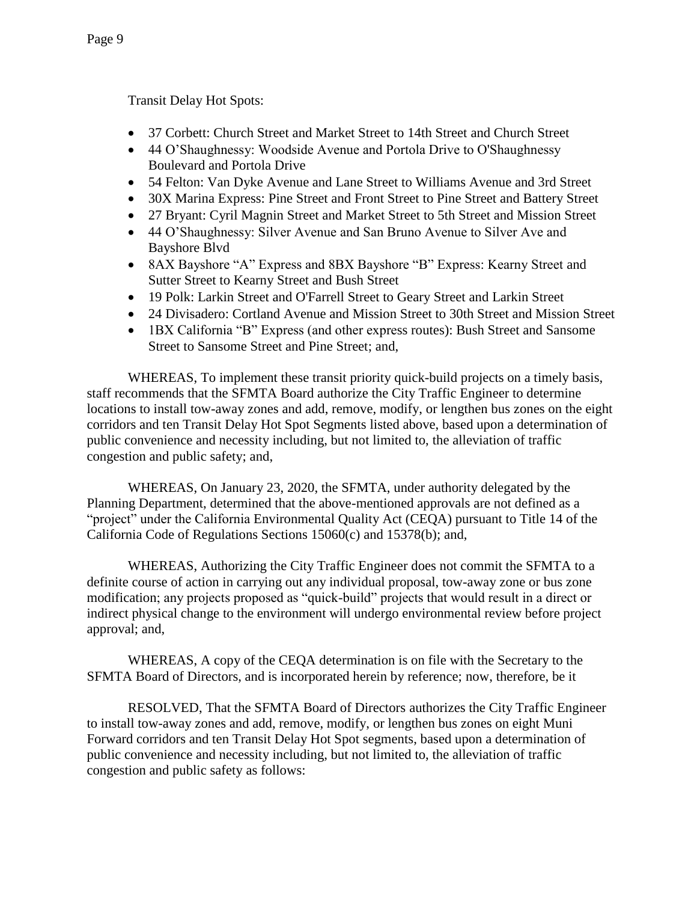Transit Delay Hot Spots:

- 37 Corbett: Church Street and Market Street to 14th Street and Church Street
- 44 O'Shaughnessy: Woodside Avenue and Portola Drive to O'Shaughnessy Boulevard and Portola Drive
- 54 Felton: Van Dyke Avenue and Lane Street to Williams Avenue and 3rd Street
- 30X Marina Express: Pine Street and Front Street to Pine Street and Battery Street
- 27 Bryant: Cyril Magnin Street and Market Street to 5th Street and Mission Street
- 44 O'Shaughnessy: Silver Avenue and San Bruno Avenue to Silver Ave and Bayshore Blvd
- 8AX Bayshore "A" Express and 8BX Bayshore "B" Express: Kearny Street and Sutter Street to Kearny Street and Bush Street
- 19 Polk: Larkin Street and O'Farrell Street to Geary Street and Larkin Street
- 24 Divisadero: Cortland Avenue and Mission Street to 30th Street and Mission Street
- 1BX California "B" Express (and other express routes): Bush Street and Sansome Street to Sansome Street and Pine Street; and,

WHEREAS, To implement these transit priority quick-build projects on a timely basis, staff recommends that the SFMTA Board authorize the City Traffic Engineer to determine locations to install tow-away zones and add, remove, modify, or lengthen bus zones on the eight corridors and ten Transit Delay Hot Spot Segments listed above, based upon a determination of public convenience and necessity including, but not limited to, the alleviation of traffic congestion and public safety; and,

WHEREAS, On January 23, 2020, the SFMTA, under authority delegated by the Planning Department, determined that the above-mentioned approvals are not defined as a "project" under the California Environmental Quality Act (CEQA) pursuant to Title 14 of the California Code of Regulations Sections 15060(c) and 15378(b); and,

WHEREAS, Authorizing the City Traffic Engineer does not commit the SFMTA to a definite course of action in carrying out any individual proposal, tow-away zone or bus zone modification; any projects proposed as "quick-build" projects that would result in a direct or indirect physical change to the environment will undergo environmental review before project approval; and,

WHEREAS, A copy of the CEQA determination is on file with the Secretary to the SFMTA Board of Directors, and is incorporated herein by reference; now, therefore, be it

RESOLVED, That the SFMTA Board of Directors authorizes the City Traffic Engineer to install tow-away zones and add, remove, modify, or lengthen bus zones on eight Muni Forward corridors and ten Transit Delay Hot Spot segments, based upon a determination of public convenience and necessity including, but not limited to, the alleviation of traffic congestion and public safety as follows: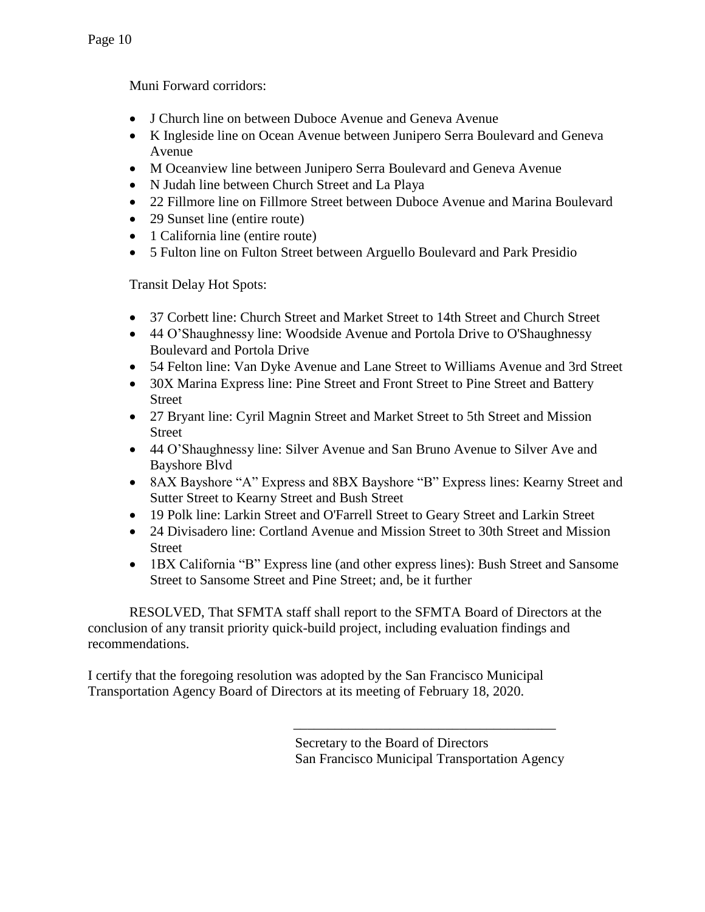Muni Forward corridors:

- J Church line on between Duboce Avenue and Geneva Avenue
- K Ingleside line on Ocean Avenue between Junipero Serra Boulevard and Geneva Avenue
- M Oceanview line between Junipero Serra Boulevard and Geneva Avenue
- N Judah line between Church Street and La Playa
- 22 Fillmore line on Fillmore Street between Duboce Avenue and Marina Boulevard
- 29 Sunset line (entire route)
- 1 California line (entire route)
- 5 Fulton line on Fulton Street between Arguello Boulevard and Park Presidio

Transit Delay Hot Spots:

- 37 Corbett line: Church Street and Market Street to 14th Street and Church Street
- 44 O'Shaughnessy line: Woodside Avenue and Portola Drive to O'Shaughnessy Boulevard and Portola Drive
- 54 Felton line: Van Dyke Avenue and Lane Street to Williams Avenue and 3rd Street
- 30X Marina Express line: Pine Street and Front Street to Pine Street and Battery Street
- 27 Bryant line: Cyril Magnin Street and Market Street to 5th Street and Mission Street
- 44 O'Shaughnessy line: Silver Avenue and San Bruno Avenue to Silver Ave and Bayshore Blvd
- 8AX Bayshore "A" Express and 8BX Bayshore "B" Express lines: Kearny Street and Sutter Street to Kearny Street and Bush Street
- 19 Polk line: Larkin Street and O'Farrell Street to Geary Street and Larkin Street
- 24 Divisadero line: Cortland Avenue and Mission Street to 30th Street and Mission Street
- 1BX California "B" Express line (and other express lines): Bush Street and Sansome Street to Sansome Street and Pine Street; and, be it further

RESOLVED, That SFMTA staff shall report to the SFMTA Board of Directors at the conclusion of any transit priority quick-build project, including evaluation findings and recommendations.

I certify that the foregoing resolution was adopted by the San Francisco Municipal Transportation Agency Board of Directors at its meeting of February 18, 2020.

\_\_\_\_\_\_\_\_\_\_\_\_\_\_\_\_\_\_\_\_\_\_\_\_\_\_\_\_\_\_\_\_\_\_\_\_\_\_

Secretary to the Board of Directors
San Francisco Municipal Transportation Agency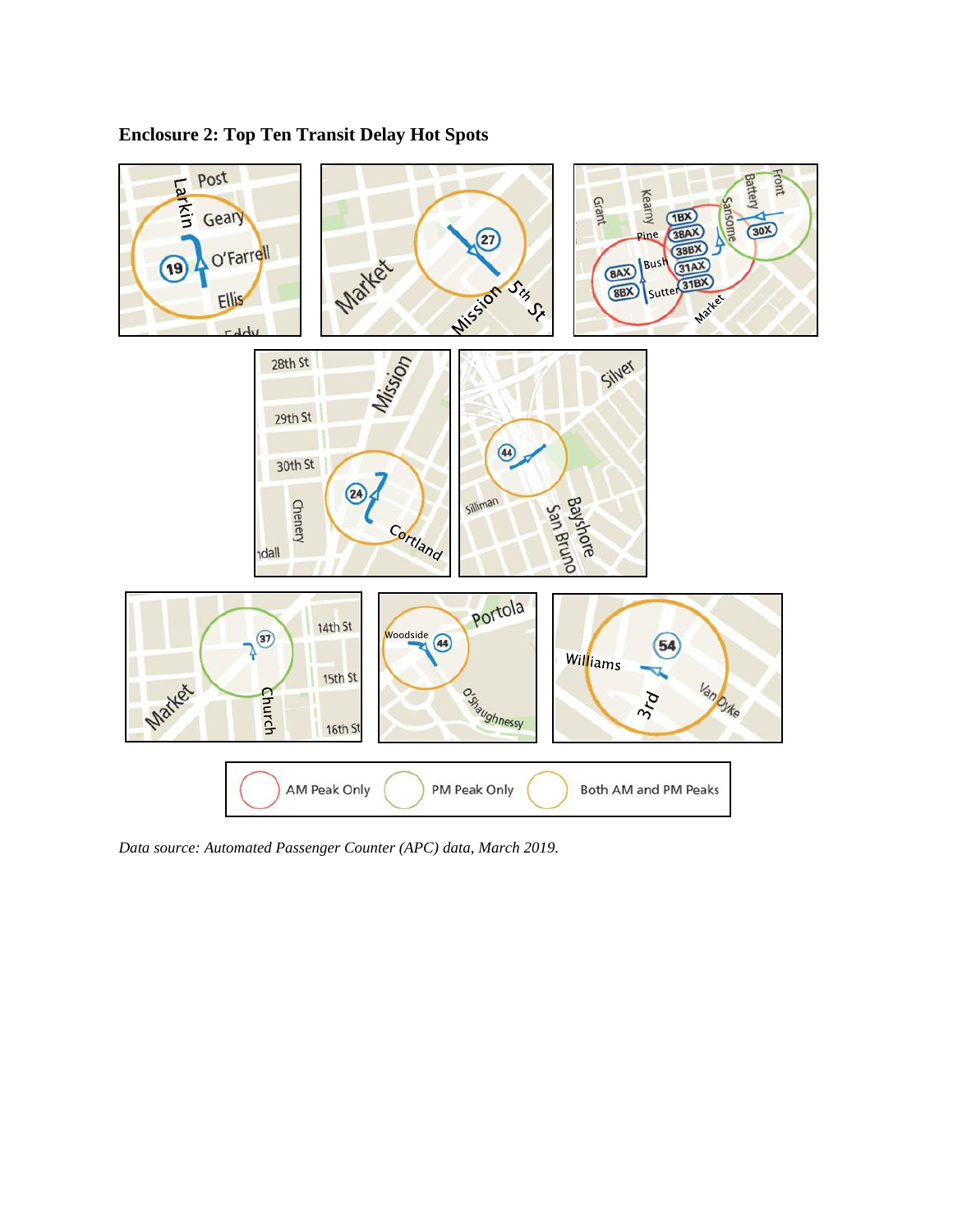**Enclosure 2: Top Ten Transit Delay Hot Spots**

Post
Larkin
Geary
19
O'Farrell
Ellis
Eddy

Market
27
Mission
5th St

Grant
Kearny
Sansome
Battery
Front
1BX
38AX
38BX
31AX
31BX
8AX
8BX
30X
Pine
Bush
Sutter
Market

28th St
29th St
30th St
Mission
Chenery
24
Cortland
ndall

Silver
44
Silliman
San Bruno
Bayshore

Market
37
Church
14th St
15th St
16th St

Woodside
44
Portola
O'Shaughnessy

Williams
54
3rd
Van Dyke

AM Peak Only
PM Peak Only
Both AM and PM Peaks

*Data source: Automated Passenger Counter (APC) data, March 2019.*